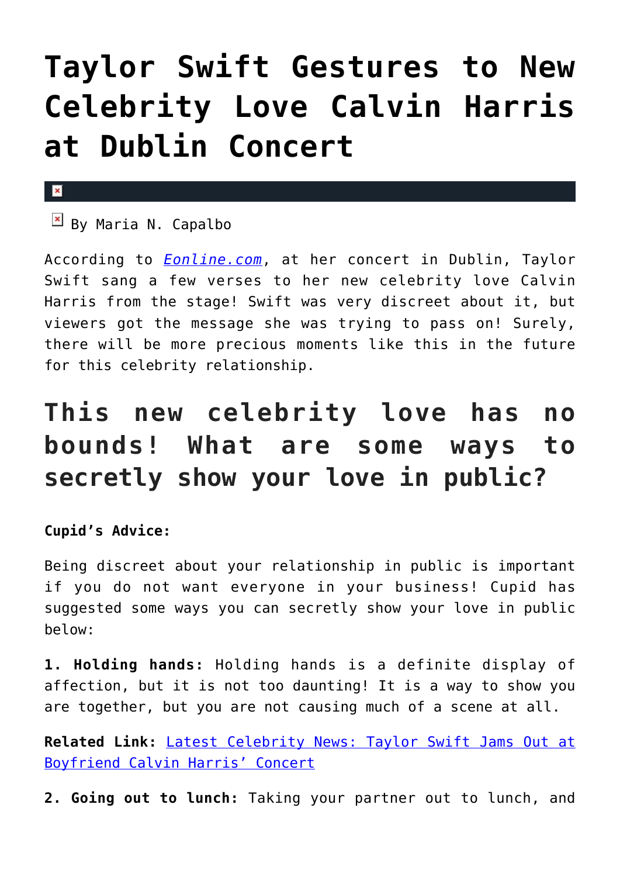# Taylor Swift Gestures to New Celebrity Love Calvin Harris at Dublin Concert

By Maria N. Capalbo

According to *Eonline.com*, at her concert in Dublin, Taylor Swift sang a few verses to her new celebrity love Calvin Harris from the stage! Swift was very discreet about it, but viewers got the message she was trying to pass on! Surely, there will be more precious moments like this in the future for this celebrity relationship.

## This new celebrity love has no bounds! What are some ways to secretly show your love in public?

**Cupid's Advice:**

Being discreet about your relationship in public is important if you do not want everyone in your business! Cupid has suggested some ways you can secretly show your love in public below:

**1. Holding hands:** Holding hands is a definite display of affection, but it is not too daunting! It is a way to show you are together, but you are not causing much of a scene at all.

**Related Link:** Latest Celebrity News: Taylor Swift Jams Out at Boyfriend Calvin Harris' Concert

**2. Going out to lunch:** Taking your partner out to lunch, and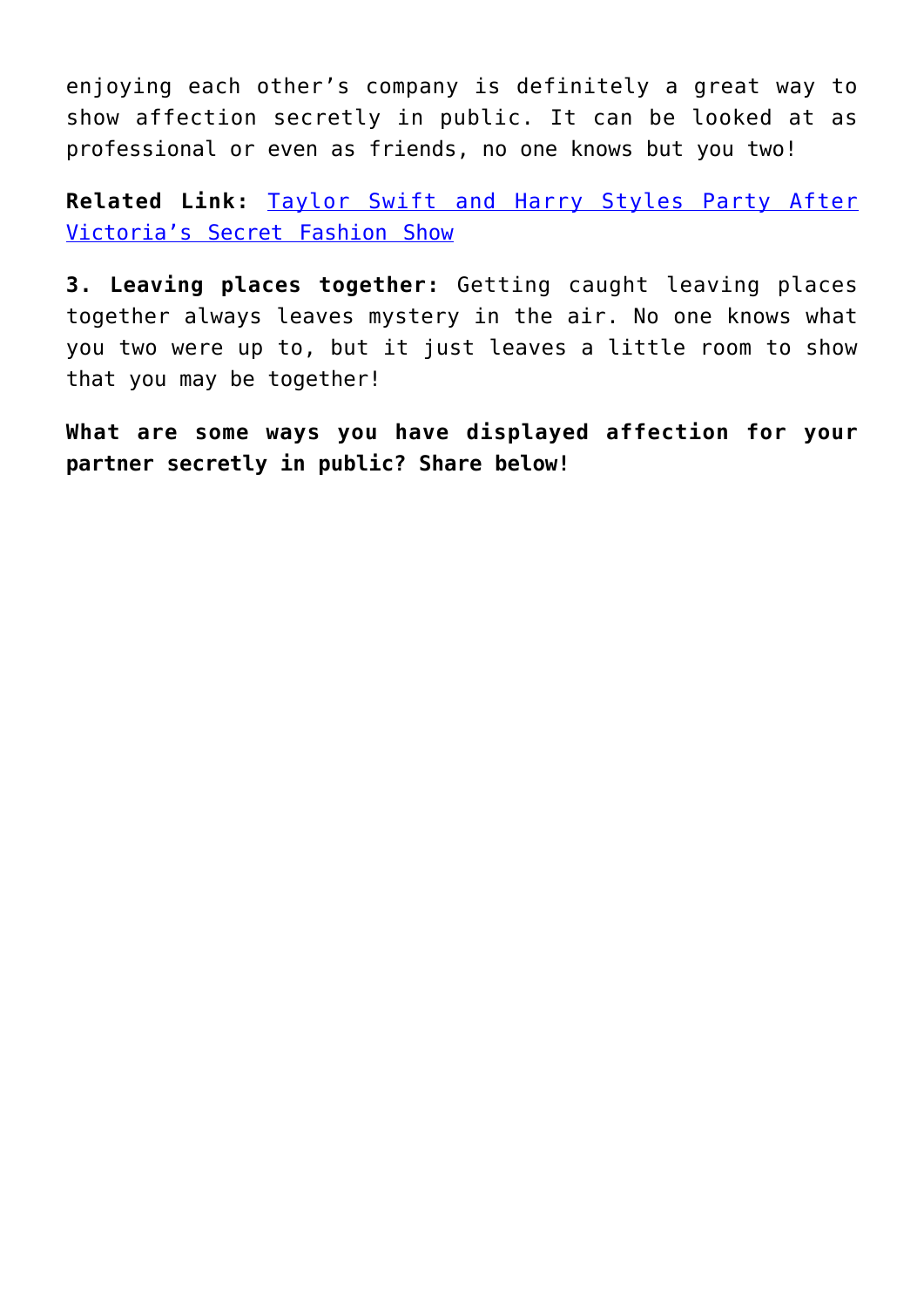enjoying each other's company is definitely a great way to show affection secretly in public. It can be looked at as professional or even as friends, no one knows but you two!

**Related Link:** [Taylor Swift and Harry Styles Party After Victoria's Secret Fashion Show]()

**3. Leaving places together:** Getting caught leaving places together always leaves mystery in the air. No one knows what you two were up to, but it just leaves a little room to show that you may be together!

**What are some ways you have displayed affection for your partner secretly in public? Share below!**